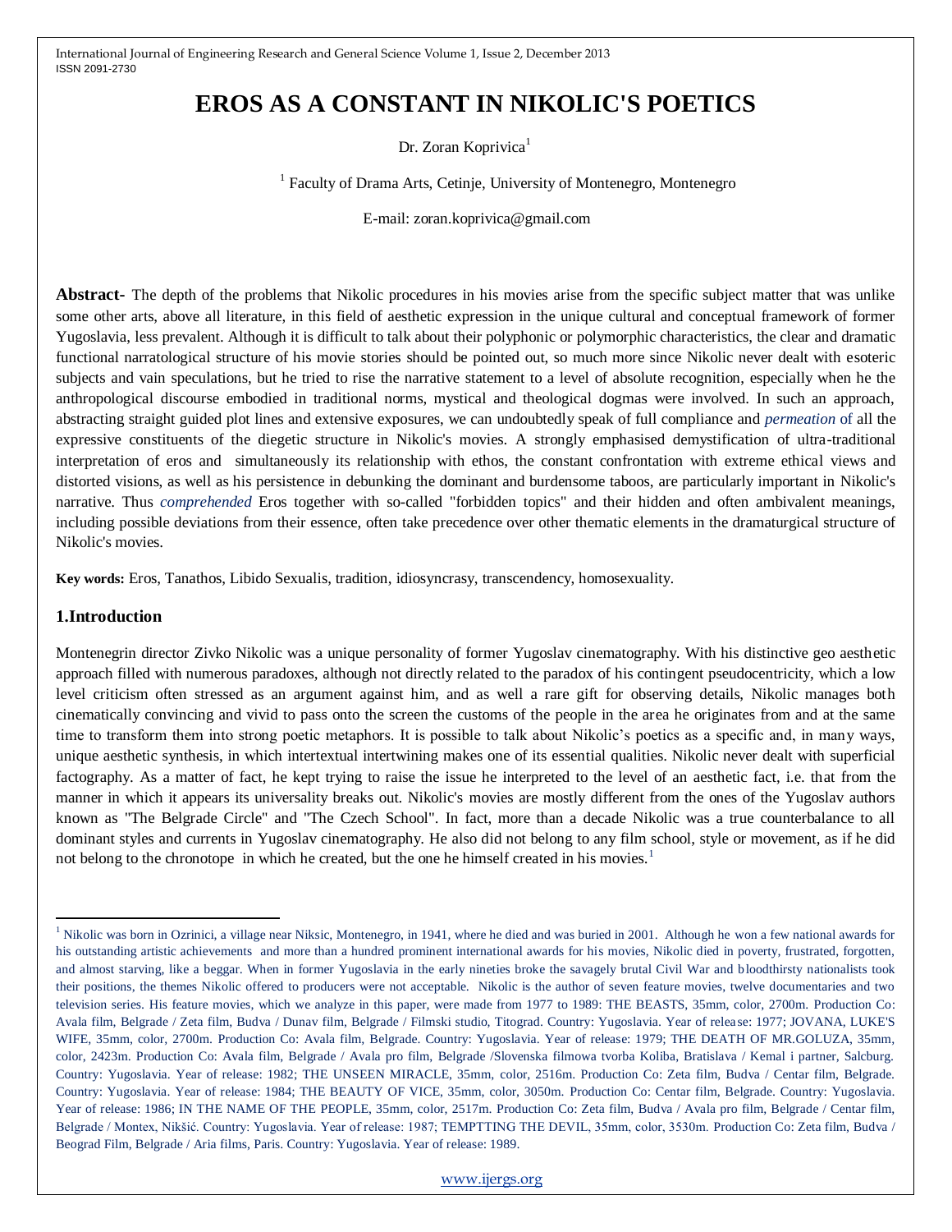# EROS AS A CONSTANT IN NIKOLIC'S POETICS

Dr. Zoran Koprivica[1]

[1] Faculty of Drama Arts, Cetinje, University of Montenegro, Montenegro

E-mail: zoran.koprivica@gmail.com

**Abstract-** The depth of the problems that Nikolic procedures in his movies arise from the specific subject matter that was unlike some other arts, above all literature, in this field of aesthetic expression in the unique cultural and conceptual framework of former Yugoslavia, less prevalent. Although it is difficult to talk about their polyphonic or polymorphic characteristics, the clear and dramatic functional narratological structure of his movie stories should be pointed out, so much more since Nikolic never dealt with esoteric subjects and vain speculations, but he tried to rise the narrative statement to a level of absolute recognition, especially when he the anthropological discourse embodied in traditional norms, mystical and theological dogmas were involved. In such an approach, abstracting straight guided plot lines and extensive exposures, we can undoubtedly speak of full compliance and *permeation* of all the expressive constituents of the diegetic structure in Nikolic's movies. A strongly emphasised demystification of ultra-traditional interpretation of eros and simultaneously its relationship with ethos, the constant confrontation with extreme ethical views and distorted visions, as well as his persistence in debunking the dominant and burdensome taboos, are particularly important in Nikolic's narrative. Thus *comprehended* Eros together with so-called "forbidden topics" and their hidden and often ambivalent meanings, including possible deviations from their essence, often take precedence over other thematic elements in the dramaturgical structure of Nikolic's movies.

**Key words:** Eros, Tanathos, Libido Sexualis, tradition, idiosyncrasy, transcendency, homosexuality.

## 1.Introduction

Montenegrin director Zivko Nikolic was a unique personality of former Yugoslav cinematography. With his distinctive geo aesthetic approach filled with numerous paradoxes, although not directly related to the paradox of his contingent pseudocentricity, which a low level criticism often stressed as an argument against him, and as well a rare gift for observing details, Nikolic manages both cinematically convincing and vivid to pass onto the screen the customs of the people in the area he originates from and at the same time to transform them into strong poetic metaphors. It is possible to talk about Nikolic's poetics as a specific and, in many ways, unique aesthetic synthesis, in which intertextual intertwining makes one of its essential qualities. Nikolic never dealt with superficial factography. As a matter of fact, he kept trying to raise the issue he interpreted to the level of an aesthetic fact, i.e. that from the manner in which it appears its universality breaks out. Nikolic's movies are mostly different from the ones of the Yugoslav authors known as "The Belgrade Circle" and "The Czech School". In fact, more than a decade Nikolic was a true counterbalance to all dominant styles and currents in Yugoslav cinematography. He also did not belong to any film school, style or movement, as if he did not belong to the chronotope in which he created, but the one he himself created in his movies.[1]

---

[1] Nikolic was born in Ozrinici, a village near Niksic, Montenegro, in 1941, where he died and was buried in 2001. Although he won a few national awards for his outstanding artistic achievements and more than a hundred prominent international awards for his movies, Nikolic died in poverty, frustrated, forgotten, and almost starving, like a beggar. When in former Yugoslavia in the early nineties broke the savagely brutal Civil War and bloodthirsty nationalists took their positions, the themes Nikolic offered to producers were not acceptable. Nikolic is the author of seven feature movies, twelve documentaries and two television series. His feature movies, which we analyze in this paper, were made from 1977 to 1989: THE BEASTS, 35mm, color, 2700m. Production Co: Avala film, Belgrade / Zeta film, Budva / Dunav film, Belgrade / Filmski studio, Titograd. Country: Yugoslavia. Year of release: 1977; JOVANA, LUKE'S WIFE, 35mm, color, 2700m. Production Co: Avala film, Belgrade. Country: Yugoslavia. Year of release: 1979; THE DEATH OF MR.GOLUZA, 35mm, color, 2423m. Production Co: Avala film, Belgrade / Avala pro film, Belgrade /Slovenska filmowa tvorba Koliba, Bratislava / Kemal i partner, Salcburg. Country: Yugoslavia. Year of release: 1982; THE UNSEEN MIRACLE, 35mm, color, 2516m. Production Co: Zeta film, Budva / Centar film, Belgrade. Country: Yugoslavia. Year of release: 1984; THE BEAUTY OF VICE, 35mm, color, 3050m. Production Co: Centar film, Belgrade. Country: Yugoslavia. Year of release: 1986; IN THE NAME OF THE PEOPLE, 35mm, color, 2517m. Production Co: Zeta film, Budva / Avala pro film, Belgrade / Centar film, Belgrade / Montex, Nikšić. Country: Yugoslavia. Year of release: 1987; TEMPTTING THE DEVIL, 35mm, color, 3530m. Production Co: Zeta film, Budva / Beograd Film, Belgrade / Aria films, Paris. Country: Yugoslavia. Year of release: 1989.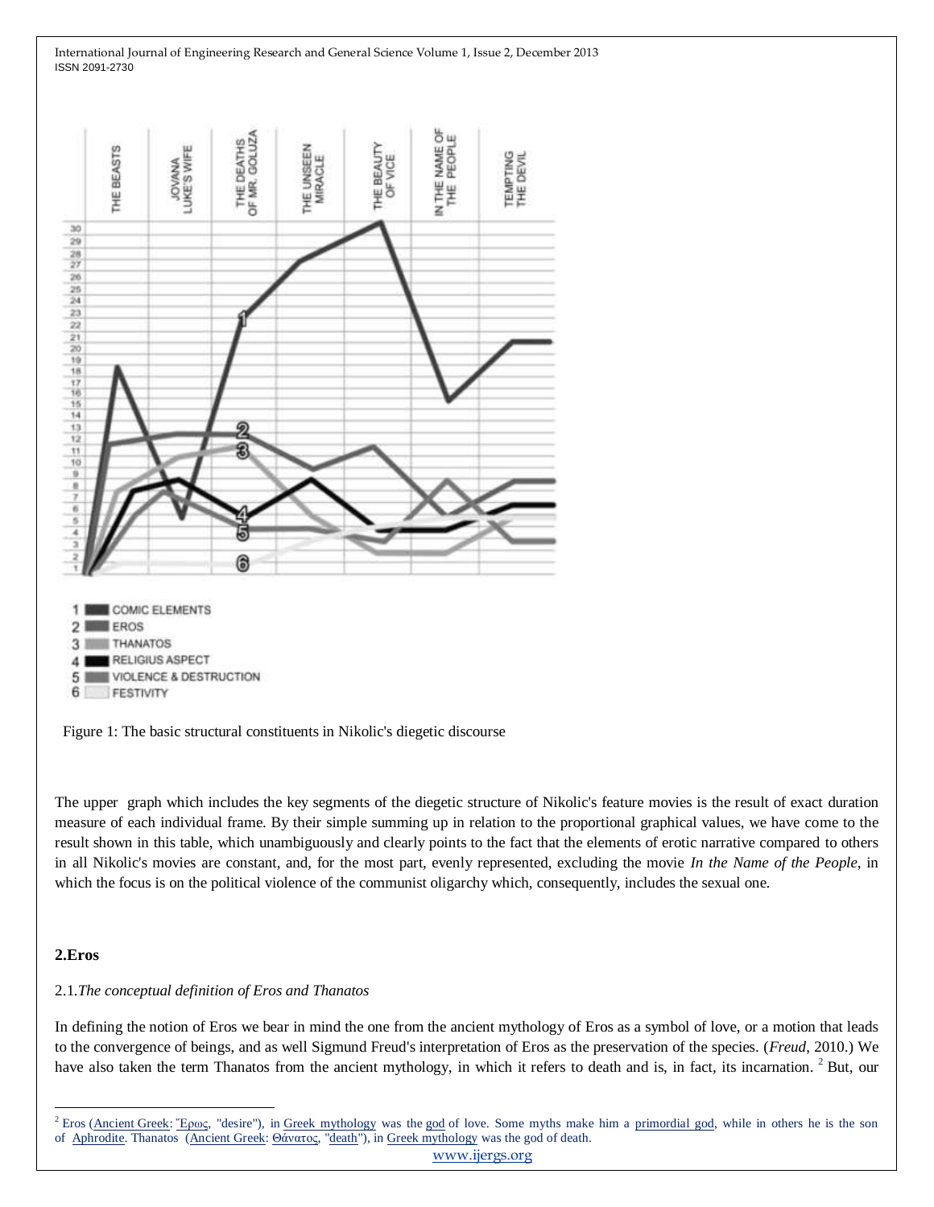Figure 1: The basic structural constituents in Nikolic's diegetic discourse

The upper graph which includes the key segments of the diegetic structure of Nikolic's feature movies is the result of exact duration measure of each individual frame. By their simple summing up in relation to the proportional graphical values, we have come to the result shown in this table, which unambiguously and clearly points to the fact that the elements of erotic narrative compared to others in all Nikolic's movies are constant, and, for the most part, evenly represented, excluding the movie *In the Name of the People*, in which the focus is on the political violence of the communist oligarchy which, consequently, includes the sexual one.

## 2.Eros

### 2.1.*The conceptual definition of Eros and Thanatos*

In defining the notion of Eros we bear in mind the one from the ancient mythology of Eros as a symbol of love, or a motion that leads to the convergence of beings, and as well Sigmund Freud's interpretation of Eros as the preservation of the species. (*Freud*, 2010.) We have also taken the term Thanatos from the ancient mythology, in which it refers to death and is, in fact, its incarnation. [2] But, our

[2] Eros (Ancient Greek: Ἔρως, "desire"), in Greek mythology was the god of love. Some myths make him a primordial god, while in others he is the son of Aphrodite. Thanatos (Ancient Greek: Θάνατος, "death"), in Greek mythology was the god of death.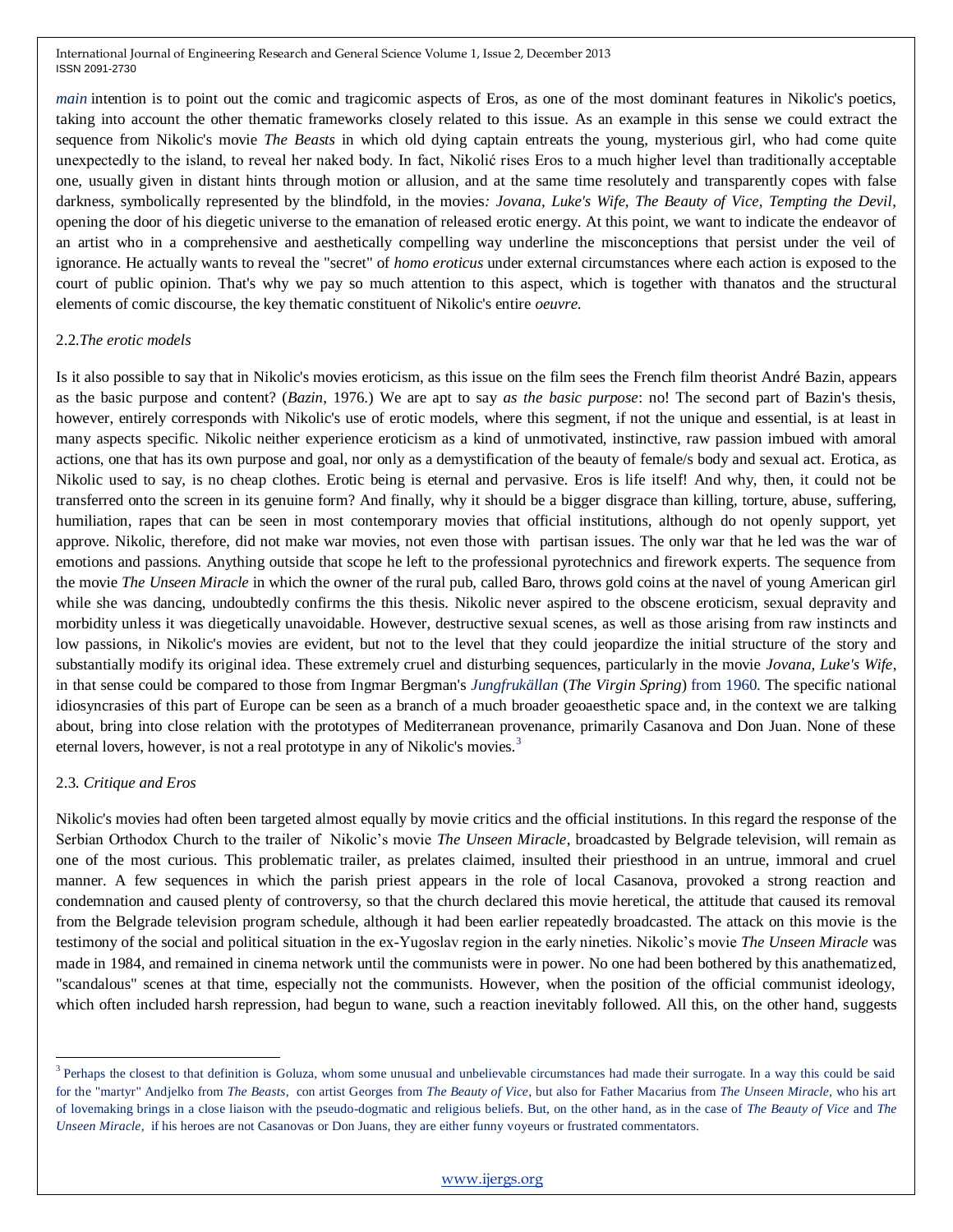*main* intention is to point out the comic and tragicomic aspects of Eros, as one of the most dominant features in Nikolic's poetics, taking into account the other thematic frameworks closely related to this issue. As an example in this sense we could extract the sequence from Nikolic's movie *The Beasts* in which old dying captain entreats the young, mysterious girl, who had come quite unexpectedly to the island, to reveal her naked body. In fact, Nikolić rises Eros to a much higher level than traditionally acceptable one, usually given in distant hints through motion or allusion, and at the same time resolutely and transparently copes with false darkness, symbolically represented by the blindfold, in the movies*: Jovana, Luke's Wife, The Beauty of Vice, Tempting the Devil*, opening the door of his diegetic universe to the emanation of released erotic energy. At this point, we want to indicate the endeavor of an artist who in a comprehensive and aesthetically compelling way underline the misconceptions that persist under the veil of ignorance. He actually wants to reveal the "secret" of *homo eroticus* under external circumstances where each action is exposed to the court of public opinion. That's why we pay so much attention to this aspect, which is together with thanatos and the structural elements of comic discourse, the key thematic constituent of Nikolic's entire *oeuvre.*

### 2.2.*The erotic models*

Is it also possible to say that in Nikolic's movies eroticism, as this issue on the film sees the French film theorist André Bazin, appears as the basic purpose and content? (*Bazin*, 1976.) We are apt to say *as the basic purpose*: no! The second part of Bazin's thesis, however, entirely corresponds with Nikolic's use of erotic models, where this segment, if not the unique and essential, is at least in many aspects specific. Nikolic neither experience eroticism as a kind of unmotivated, instinctive, raw passion imbued with amoral actions, one that has its own purpose and goal, nor only as a demystification of the beauty of female/s body and sexual act. Erotica, as Nikolic used to say, is no cheap clothes. Erotic being is eternal and pervasive. Eros is life itself! And why, then, it could not be transferred onto the screen in its genuine form? And finally, why it should be a bigger disgrace than killing, torture, abuse, suffering, humiliation, rapes that can be seen in most contemporary movies that official institutions, although do not openly support, yet approve. Nikolic, therefore, did not make war movies, not even those with partisan issues. The only war that he led was the war of emotions and passions. Anything outside that scope he left to the professional pyrotechnics and firework experts. The sequence from the movie *The Unseen Miracle* in which the owner of the rural pub, called Baro, throws gold coins at the navel of young American girl while she was dancing, undoubtedly confirms the this thesis. Nikolic never aspired to the obscene eroticism, sexual depravity and morbidity unless it was diegetically unavoidable. However, destructive sexual scenes, as well as those arising from raw instincts and low passions, in Nikolic's movies are evident, but not to the level that they could jeopardize the initial structure of the story and substantially modify its original idea. These extremely cruel and disturbing sequences, particularly in the movie *Jovana, Luke's Wife*, in that sense could be compared to those from Ingmar Bergman's *Jungfrukällan* (*The Virgin Spring*) from 1960. The specific national idiosyncrasies of this part of Europe can be seen as a branch of a much broader geoaesthetic space and, in the context we are talking about, bring into close relation with the prototypes of Mediterranean provenance, primarily Casanova and Don Juan. None of these eternal lovers, however, is not a real prototype in any of Nikolic's movies.[3]

### 2.3. *Critique and Eros*

Nikolic's movies had often been targeted almost equally by movie critics and the official institutions. In this regard the response of the Serbian Orthodox Church to the trailer of Nikolic's movie *The Unseen Miracle*, broadcasted by Belgrade television, will remain as one of the most curious. This problematic trailer, as prelates claimed, insulted their priesthood in an untrue, immoral and cruel manner. A few sequences in which the parish priest appears in the role of local Casanova, provoked a strong reaction and condemnation and caused plenty of controversy, so that the church declared this movie heretical, the attitude that caused its removal from the Belgrade television program schedule, although it had been earlier repeatedly broadcasted. The attack on this movie is the testimony of the social and political situation in the ex-Yugoslav region in the early nineties. Nikolic's movie *The Unseen Miracle* was made in 1984, and remained in cinema network until the communists were in power. No one had been bothered by this anathematized, "scandalous" scenes at that time, especially not the communists. However, when the position of the official communist ideology, which often included harsh repression, had begun to wane, such a reaction inevitably followed. All this, on the other hand, suggests

---

[3] Perhaps the closest to that definition is Goluza, whom some unusual and unbelievable circumstances had made their surrogate. In a way this could be said for the "martyr" Andjelko from *The Beasts*, con artist Georges from *The Beauty of Vice*, but also for Father Macarius from *The Unseen Miracle*, who his art of lovemaking brings in a close liaison with the pseudo-dogmatic and religious beliefs. But, on the other hand, as in the case of *The Beauty of Vice* and *The Unseen Miracle*, if his heroes are not Casanovas or Don Juans, they are either funny voyeurs or frustrated commentators.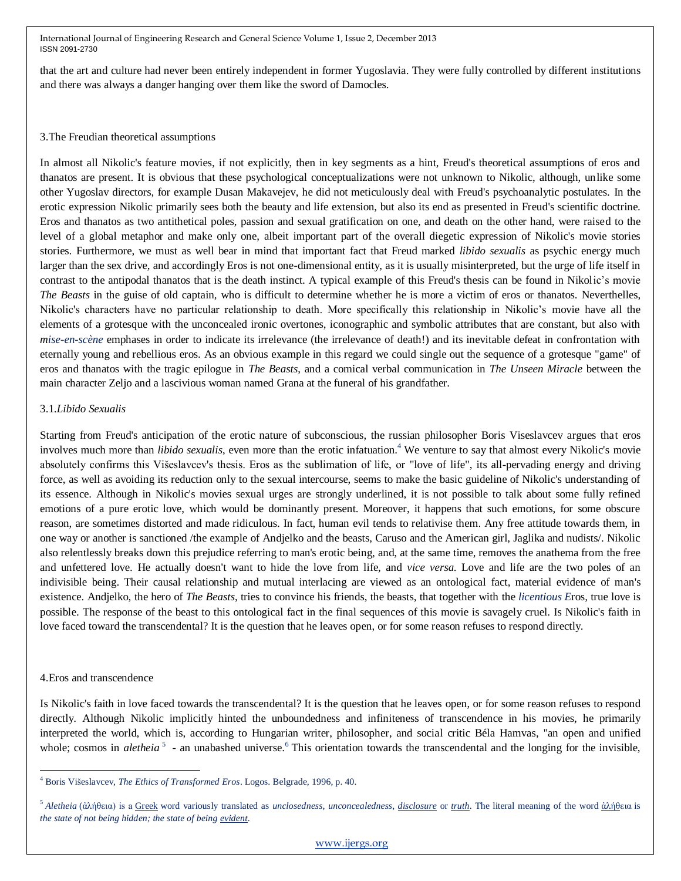that the art and culture had never been entirely independent in former Yugoslavia. They were fully controlled by different institutions and there was always a danger hanging over them like the sword of Damocles.

## 3.The Freudian theoretical assumptions

In almost all Nikolic's feature movies, if not explicitly, then in key segments as a hint, Freud's theoretical assumptions of eros and thanatos are present. It is obvious that these psychological conceptualizations were not unknown to Nikolic, although, unlike some other Yugoslav directors, for example Dusan Makavejev, he did not meticulously deal with Freud's psychoanalytic postulates. In the erotic expression Nikolic primarily sees both the beauty and life extension, but also its end as presented in Freud's scientific doctrine. Eros and thanatos as two antithetical poles, passion and sexual gratification on one, and death on the other hand, were raised to the level of a global metaphor and make only one, albeit important part of the overall diegetic expression of Nikolic's movie stories stories. Furthermore, we must as well bear in mind that important fact that Freud marked *libido sexualis* as psychic energy much larger than the sex drive, and accordingly Eros is not one-dimensional entity, as it is usually misinterpreted, but the urge of life itself in contrast to the antipodal thanatos that is the death instinct. A typical example of this Freud's thesis can be found in Nikolic's movie *The Beasts* in the guise of old captain, who is difficult to determine whether he is more a victim of eros or thanatos. Neverthelles, Nikolic's characters have no particular relationship to death. More specifically this relationship in Nikolic's movie have all the elements of a grotesque with the unconcealed ironic overtones, iconographic and symbolic attributes that are constant, but also with *mise-en-scène* emphases in order to indicate its irrelevance (the irrelevance of death!) and its inevitable defeat in confrontation with eternally young and rebellious eros. As an obvious example in this regard we could single out the sequence of a grotesque "game" of eros and thanatos with the tragic epilogue in *The Beasts*, and a comical verbal communication in *The Unseen Miracle* between the main character Zeljo and a lascivious woman named Grana at the funeral of his grandfather.

### 3.1.*Libido Sexualis*

Starting from Freud's anticipation of the erotic nature of subconscious, the russian philosopher Boris Viseslavcev argues that eros involves much more than *libido sexualis*, even more than the erotic infatuation.[4] We venture to say that almost every Nikolic's movie absolutely confirms this Višeslavcev's thesis. Eros as the sublimation of life, or "love of life", its all-pervading energy and driving force, as well as avoiding its reduction only to the sexual intercourse, seems to make the basic guideline of Nikolic's understanding of its essence. Although in Nikolic's movies sexual urges are strongly underlined, it is not possible to talk about some fully refined emotions of a pure erotic love, which would be dominantly present. Moreover, it happens that such emotions, for some obscure reason, are sometimes distorted and made ridiculous. In fact, human evil tends to relativise them. Any free attitude towards them, in one way or another is sanctioned /the example of Andjelko and the beasts, Caruso and the American girl, Jaglika and nudists/. Nikolic also relentlessly breaks down this prejudice referring to man's erotic being, and, at the same time, removes the anathema from the free and unfettered love. He actually doesn't want to hide the love from life, and *vice versa.* Love and life are the two poles of an indivisible being. Their causal relationship and mutual interlacing are viewed as an ontological fact, material evidence of man's existence. Andjelko, the hero of *The Beasts*, tries to convince his friends, the beasts, that together with the *licentious E*ros, true love is possible. The response of the beast to this ontological fact in the final sequences of this movie is savagely cruel. Is Nikolic's faith in love faced toward the transcendental? It is the question that he leaves open, or for some reason refuses to respond directly.

## 4.Eros and transcendence

Is Nikolic's faith in love faced towards the transcendental? It is the question that he leaves open, or for some reason refuses to respond directly. Although Nikolic implicitly hinted the unboundedness and infiniteness of transcendence in his movies, he primarily interpreted the world, which is, according to Hungarian writer, philosopher, and social critic Béla Hamvas, "an open and unified whole; cosmos in *aletheia* [5] - an unabashed universe.[6] This orientation towards the transcendental and the longing for the invisible,

---

[4] Boris Višeslavcev, *The Ethics of Transformed Eros*. Logos. Belgrade, 1996, p. 40.

[5] *Aletheia* (ἀλήθεια) is a Greek word variously translated as *unclosedness*, *unconcealedness*, *disclosure* or *truth*. The literal meaning of the word ἀλήθεια is *the state of not being hidden; the state of being evident*.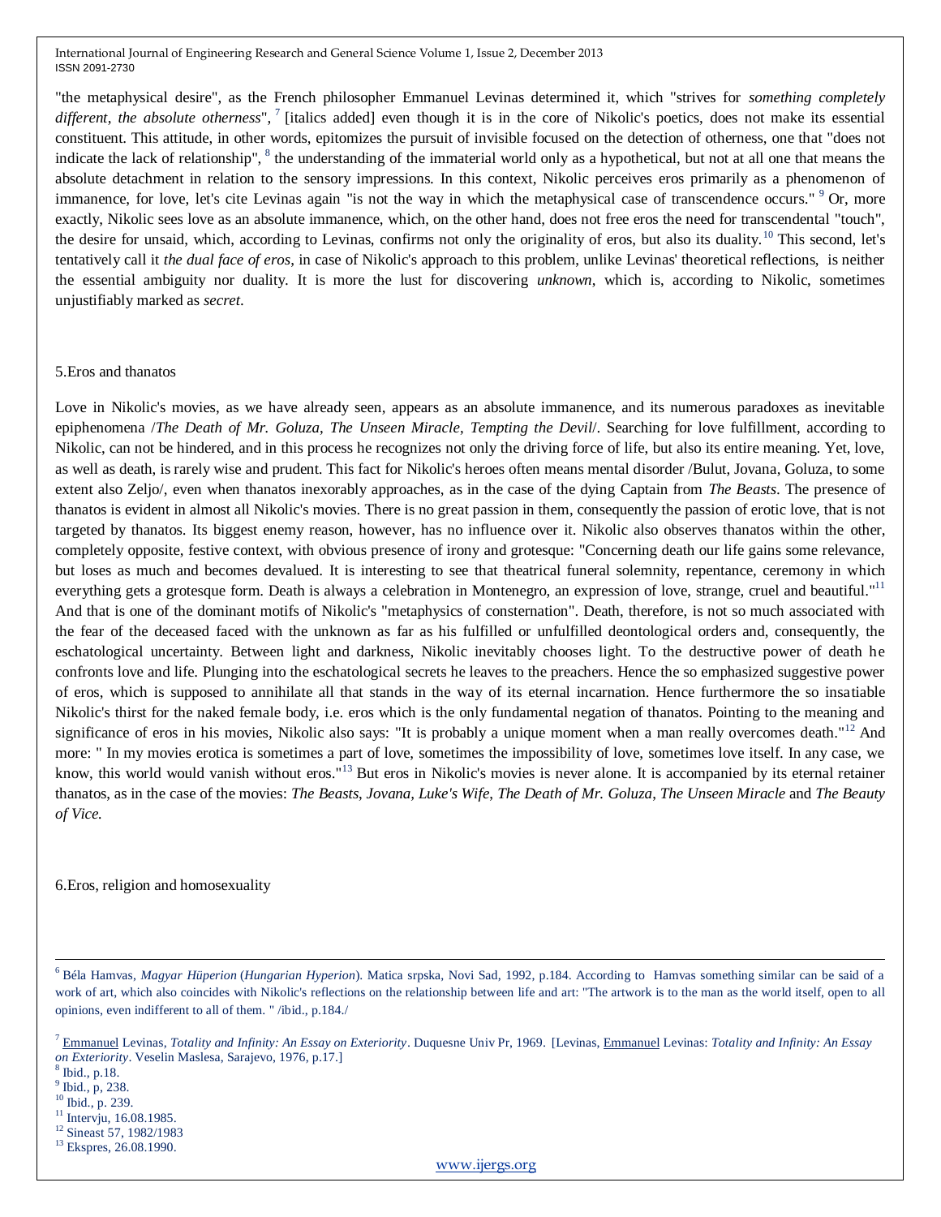"the metaphysical desire", as the French philosopher Emmanuel Levinas determined it, which "strives for *something completely different*, *the absolute otherness*", [7] [italics added] even though it is in the core of Nikolic's poetics, does not make its essential constituent. This attitude, in other words, epitomizes the pursuit of invisible focused on the detection of otherness, one that "does not indicate the lack of relationship", [8] the understanding of the immaterial world only as a hypothetical, but not at all one that means the absolute detachment in relation to the sensory impressions. In this context, Nikolic perceives eros primarily as a phenomenon of immanence, for love, let's cite Levinas again "is not the way in which the metaphysical case of transcendence occurs." [9] Or, more exactly, Nikolic sees love as an absolute immanence, which, on the other hand, does not free eros the need for transcendental "touch", the desire for unsaid, which, according to Levinas, confirms not only the originality of eros, but also its duality. [10] This second, let's tentatively call it *the dual face of eros*, in case of Nikolic's approach to this problem, unlike Levinas' theoretical reflections, is neither the essential ambiguity nor duality. It is more the lust for discovering *unknown*, which is, according to Nikolic, sometimes unjustifiably marked as *secret*.

## 5.Eros and thanatos

Love in Nikolic's movies, as we have already seen, appears as an absolute immanence, and its numerous paradoxes as inevitable epiphenomena /*The Death of Mr. Goluza*, *The Unseen Miracle*, *Tempting the Devil*/. Searching for love fulfillment, according to Nikolic, can not be hindered, and in this process he recognizes not only the driving force of life, but also its entire meaning. Yet, love, as well as death, is rarely wise and prudent. This fact for Nikolic's heroes often means mental disorder /Bulut, Jovana, Goluza, to some extent also Zeljo/, even when thanatos inexorably approaches, as in the case of the dying Captain from *The Beasts*. The presence of thanatos is evident in almost all Nikolic's movies. There is no great passion in them, consequently the passion of erotic love, that is not targeted by thanatos. Its biggest enemy reason, however, has no influence over it. Nikolic also observes thanatos within the other, completely opposite, festive context, with obvious presence of irony and grotesque: "Concerning death our life gains some relevance, but loses as much and becomes devalued. It is interesting to see that theatrical funeral solemnity, repentance, ceremony in which everything gets a grotesque form. Death is always a celebration in Montenegro, an expression of love, strange, cruel and beautiful."[11] And that is one of the dominant motifs of Nikolic's "metaphysics of consternation". Death, therefore, is not so much associated with the fear of the deceased faced with the unknown as far as his fulfilled or unfulfilled deontological orders and, consequently, the eschatological uncertainty. Between light and darkness, Nikolic inevitably chooses light. To the destructive power of death he confronts love and life. Plunging into the eschatological secrets he leaves to the preachers. Hence the so emphasized suggestive power of eros, which is supposed to annihilate all that stands in the way of its eternal incarnation. Hence furthermore the so insatiable Nikolic's thirst for the naked female body, i.e. eros which is the only fundamental negation of thanatos. Pointing to the meaning and significance of eros in his movies, Nikolic also says: "It is probably a unique moment when a man really overcomes death."[12] And more: " In my movies erotica is sometimes a part of love, sometimes the impossibility of love, sometimes love itself. In any case, we know, this world would vanish without eros."[13] But eros in Nikolic's movies is never alone. It is accompanied by its eternal retainer thanatos, as in the case of the movies: *The Beasts*, *Jovana, Luke's Wife*, *The Death of Mr. Goluza*, *The Unseen Miracle* and *The Beauty of Vice.*

## 6.Eros, religion and homosexuality

---

[6] Béla Hamvas, *Magyar Hüperion* (*Hungarian Hyperion*). Matica srpska, Novi Sad, 1992, p.184. According to Hamvas something similar can be said of a work of art, which also coincides with Nikolic's reflections on the relationship between life and art: "The artwork is to the man as the world itself, open to all opinions, even indifferent to all of them. " /ibid., p.184./

[7] Emmanuel Levinas, *Totality and Infinity: An Essay on Exteriority*. Duquesne Univ Pr, 1969. [Levinas, Emmanuel Levinas: *Totality and Infinity: An Essay on Exteriority*. Veselin Maslesa, Sarajevo, 1976, p.17.]

[8] Ibid., p.18.

[9] Ibid., p, 238.

[10] Ibid., p. 239.

[11] Intervju, 16.08.1985.

[12] Sineast 57, 1982/1983

[13] Ekspres, 26.08.1990.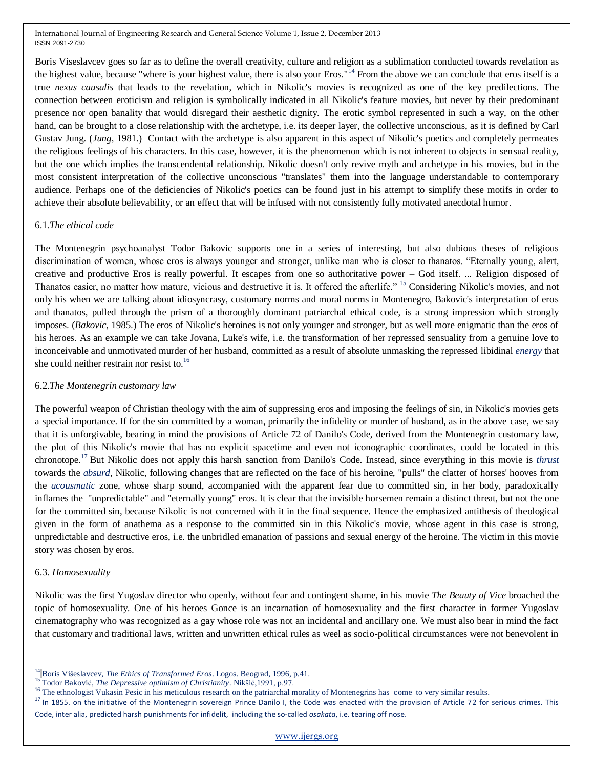Boris Viseslavcev goes so far as to define the overall creativity, culture and religion as a sublimation conducted towards revelation as the highest value, because "where is your highest value, there is also your Eros."[14] From the above we can conclude that eros itself is a true *nexus causalis* that leads to the revelation, which in Nikolic's movies is recognized as one of the key predilections. The connection between eroticism and religion is symbolically indicated in all Nikolic's feature movies, but never by their predominant presence nor open banality that would disregard their aesthetic dignity. The erotic symbol represented in such a way, on the other hand, can be brought to a close relationship with the archetype, i.e. its deeper layer, the collective unconscious, as it is defined by Carl Gustav Jung. (*Jung*, 1981.) Contact with the archetype is also apparent in this aspect of Nikolic's poetics and completely permeates the religious feelings of his characters. In this case, however, it is the phenomenon which is not inherent to objects in sensual reality, but the one which implies the transcendental relationship. Nikolic doesn't only revive myth and archetype in his movies, but in the most consistent interpretation of the collective unconscious "translates" them into the language understandable to contemporary audience. Perhaps one of the deficiencies of Nikolic's poetics can be found just in his attempt to simplify these motifs in order to achieve their absolute believability, or an effect that will be infused with not consistently fully motivated anecdotal humor.

### 6.1.*The ethical code*

The Montenegrin psychoanalyst Todor Bakovic supports one in a series of interesting, but also dubious theses of religious discrimination of women, whose eros is always younger and stronger, unlike man who is closer to thanatos. "Eternally young, alert, creative and productive Eros is really powerful. It escapes from one so authoritative power – God itself. ... Religion disposed of Thanatos easier, no matter how mature, vicious and destructive it is. It offered the afterlife." [15] Considering Nikolic's movies, and not only his when we are talking about idiosyncrasy, customary norms and moral norms in Montenegro, Bakovic's interpretation of eros and thanatos, pulled through the prism of a thoroughly dominant patriarchal ethical code, is a strong impression which strongly imposes. (*Bakovic*, 1985.) The eros of Nikolic's heroines is not only younger and stronger, but as well more enigmatic than the eros of his heroes. As an example we can take Jovana, Luke's wife, i.e. the transformation of her repressed sensuality from a genuine love to inconceivable and unmotivated murder of her husband, committed as a result of absolute unmasking the repressed libidinal *energy* that she could neither restrain nor resist to.[16]

### 6.2.*The Montenegrin customary law*

The powerful weapon of Christian theology with the aim of suppressing eros and imposing the feelings of sin, in Nikolic's movies gets a special importance. If for the sin committed by a woman, primarily the infidelity or murder of husband, as in the above case, we say that it is unforgivable, bearing in mind the provisions of Article 72 of Danilo's Code, derived from the Montenegrin customary law, the plot of this Nikolic's movie that has no explicit spacetime and even not iconographic coordinates, could be located in this chronotope.[17] But Nikolic does not apply this harsh sanction from Danilo's Code. Instead, since everything in this movie is *thrust* towards the *absurd*, Nikolic, following changes that are reflected on the face of his heroine, "pulls" the clatter of horses' hooves from the *acousmatic* zone, whose sharp sound, accompanied with the apparent fear due to committed sin, in her body, paradoxically inflames the "unpredictable" and "eternally young" eros. It is clear that the invisible horsemen remain a distinct threat, but not the one for the committed sin, because Nikolic is not concerned with it in the final sequence. Hence the emphasized antithesis of theological given in the form of anathema as a response to the committed sin in this Nikolic's movie, whose agent in this case is strong, unpredictable and destructive eros, i.e. the unbridled emanation of passions and sexual energy of the heroine. The victim in this movie story was chosen by eros.

### 6.3. *Homosexuality*

Nikolic was the first Yugoslav director who openly, without fear and contingent shame, in his movie *The Beauty of Vice* broached the topic of homosexuality. One of his heroes Gonce is an incarnation of homosexuality and the first character in former Yugoslav cinematography who was recognized as a gay whose role was not an incidental and ancillary one. We must also bear in mind the fact that customary and traditional laws, written and unwritten ethical rules as weel as socio-political circumstances were not benevolent in

---

[14] Boris Višeslavcev, *The Ethics of Transformed Eros*. Logos. Beograd, 1996, p.41.

[15] Todor Baković, *The Depressive optimism of Christianity*. Nikšić,1991, p.97.

[16] The ethnologist Vukasin Pesic in his meticulous research on the patriarchal morality of Montenegrins has come to very similar results.

[17] In 1855. on the initiative of the Montenegrin sovereign Prince Danilo I, the Code was enacted with the provision of Article 72 for serious crimes. This Code, inter alia, predicted harsh punishments for infidelit, including the so-called *osakata*, i.e. tearing off nose.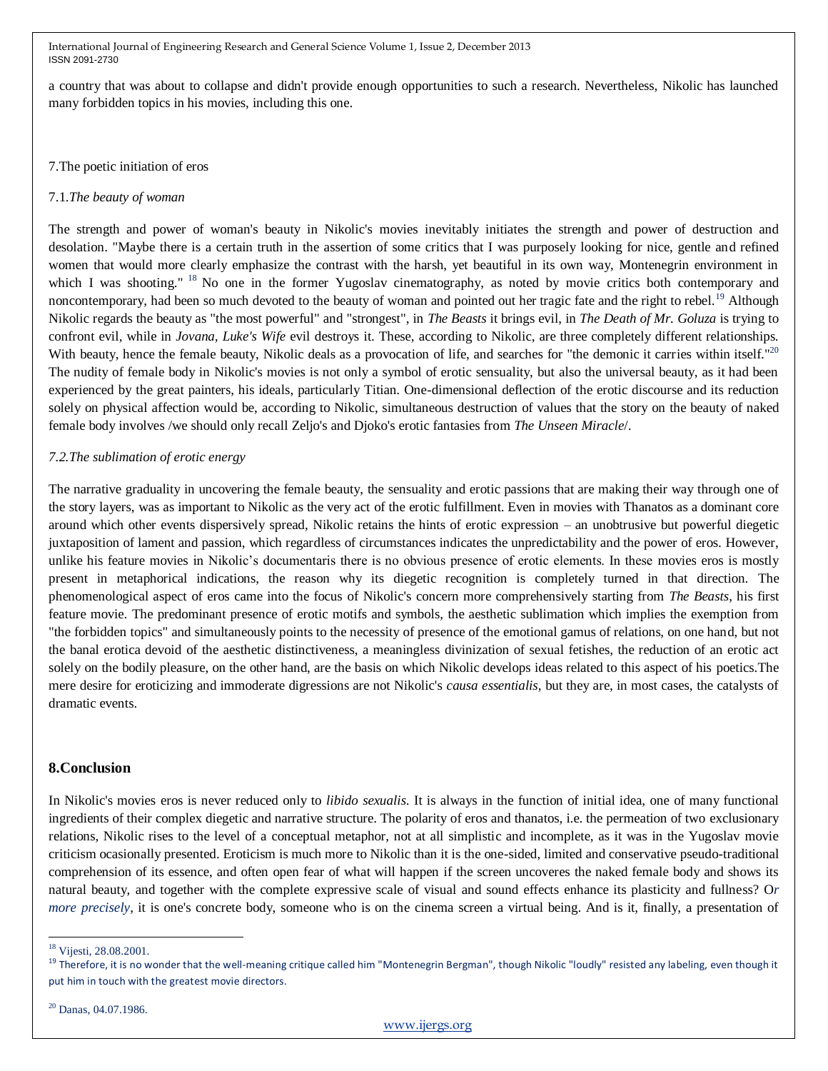a country that was about to collapse and didn't provide enough opportunities to such a research. Nevertheless, Nikolic has launched many forbidden topics in his movies, including this one.

7.The poetic initiation of eros

7.1.*The beauty of woman*

The strength and power of woman's beauty in Nikolic's movies inevitably initiates the strength and power of destruction and desolation. "Maybe there is a certain truth in the assertion of some critics that I was purposely looking for nice, gentle and refined women that would more clearly emphasize the contrast with the harsh, yet beautiful in its own way, Montenegrin environment in which I was shooting." [18] No one in the former Yugoslav cinematography, as noted by movie critics both contemporary and noncontemporary, had been so much devoted to the beauty of woman and pointed out her tragic fate and the right to rebel.[19] Although Nikolic regards the beauty as "the most powerful" and "strongest", in *The Beasts* it brings evil, in *The Death of Mr. Goluza* is trying to confront evil, while in *Jovana, Luke's Wife* evil destroys it. These, according to Nikolic, are three completely different relationships. With beauty, hence the female beauty, Nikolic deals as a provocation of life, and searches for "the demonic it carries within itself."[20] The nudity of female body in Nikolic's movies is not only a symbol of erotic sensuality, but also the universal beauty, as it had been experienced by the great painters, his ideals, particularly Titian. One-dimensional deflection of the erotic discourse and its reduction solely on physical affection would be, according to Nikolic, simultaneous destruction of values that the story on the beauty of naked female body involves /we should only recall Zeljo's and Djoko's erotic fantasies from *The Unseen Miracle*/.

*7.2.The sublimation of erotic energy*

The narrative graduality in uncovering the female beauty, the sensuality and erotic passions that are making their way through one of the story layers, was as important to Nikolic as the very act of the erotic fulfillment. Even in movies with Thanatos as a dominant core around which other events dispersively spread, Nikolic retains the hints of erotic expression – an unobtrusive but powerful diegetic juxtaposition of lament and passion, which regardless of circumstances indicates the unpredictability and the power of eros. However, unlike his feature movies in Nikolic's documentaris there is no obvious presence of erotic elements. In these movies eros is mostly present in metaphorical indications, the reason why its diegetic recognition is completely turned in that direction. The phenomenological aspect of eros came into the focus of Nikolic's concern more comprehensively starting from *The Beasts*, his first feature movie. The predominant presence of erotic motifs and symbols, the aesthetic sublimation which implies the exemption from "the forbidden topics" and simultaneously points to the necessity of presence of the emotional gamus of relations, on one hand, but not the banal erotica devoid of the aesthetic distinctiveness, a meaningless divinization of sexual fetishes, the reduction of an erotic act solely on the bodily pleasure, on the other hand, are the basis on which Nikolic develops ideas related to this aspect of his poetics.The mere desire for eroticizing and immoderate digressions are not Nikolic's *causa essentialis*, but they are, in most cases, the catalysts of dramatic events.

## 8.Conclusion

In Nikolic's movies eros is never reduced only to *libido sexualis*. It is always in the function of initial idea, one of many functional ingredients of their complex diegetic and narrative structure. The polarity of eros and thanatos, i.e. the permeation of two exclusionary relations, Nikolic rises to the level of a conceptual metaphor, not at all simplistic and incomplete, as it was in the Yugoslav movie criticism ocasionally presented. Eroticism is much more to Nikolic than it is the one-sided, limited and conservative pseudo-traditional comprehension of its essence, and often open fear of what will happen if the screen uncoveres the naked female body and shows its natural beauty, and together with the complete expressive scale of visual and sound effects enhance its plasticity and fullness? O*r more precisely*, it is one's concrete body, someone who is on the cinema screen a virtual being. And is it, finally, a presentation of

---

[18] Vijesti, 28.08.2001.

[19] Therefore, it is no wonder that the well-meaning critique called him "Montenegrin Bergman", though Nikolic "loudly" resisted any labeling, even though it put him in touch with the greatest movie directors.

[20] Danas, 04.07.1986.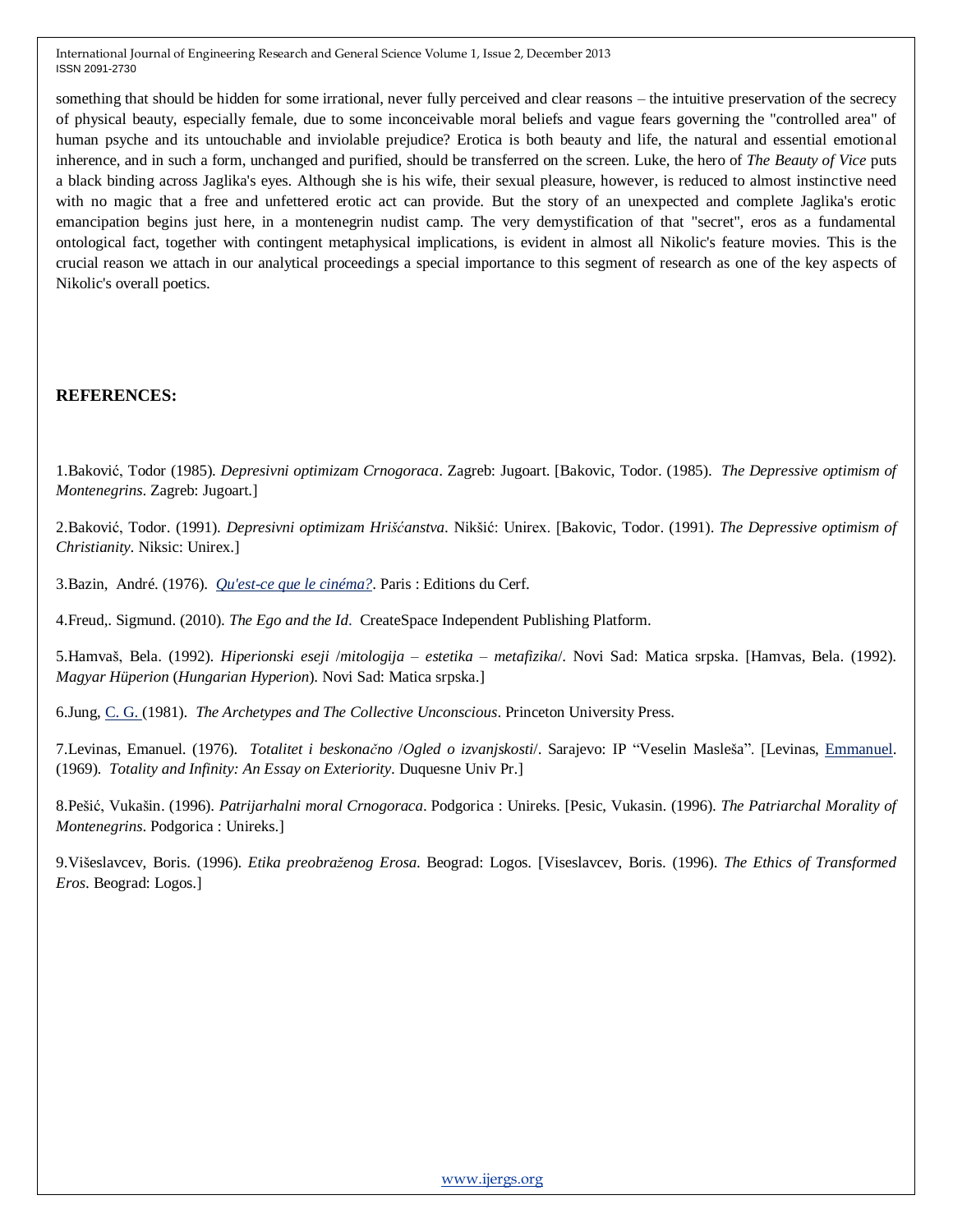something that should be hidden for some irrational, never fully perceived and clear reasons – the intuitive preservation of the secrecy of physical beauty, especially female, due to some inconceivable moral beliefs and vague fears governing the "controlled area" of human psyche and its untouchable and inviolable prejudice? Erotica is both beauty and life, the natural and essential emotional inherence, and in such a form, unchanged and purified, should be transferred on the screen. Luke, the hero of *The Beauty of Vice* puts a black binding across Jaglika's eyes. Although she is his wife, their sexual pleasure, however, is reduced to almost instinctive need with no magic that a free and unfettered erotic act can provide. But the story of an unexpected and complete Jaglika's erotic emancipation begins just here, in a montenegrin nudist camp. The very demystification of that "secret", eros as a fundamental ontological fact, together with contingent metaphysical implications, is evident in almost all Nikolic's feature movies. This is the crucial reason we attach in our analytical proceedings a special importance to this segment of research as one of the key aspects of Nikolic's overall poetics.

## REFERENCES:

1.Baković, Todor (1985). *Depresivni optimizam Crnogoraca*. Zagreb: Jugoart. [Bakovic, Todor. (1985). *The Depressive optimism of Montenegrins*. Zagreb: Jugoart.]

2.Baković, Todor. (1991). *Depresivni optimizam Hrišćanstva*. Nikšić: Unirex. [Bakovic, Todor. (1991). *The Depressive optimism of Christianity*. Niksic: Unirex.]

3.Bazin, André. (1976). *Qu'est-ce que le cinéma?*. Paris : Editions du Cerf.

4.Freud,. Sigmund. (2010). *The Ego and the Id*. CreateSpace Independent Publishing Platform.

5.Hamvaš, Bela. (1992). *Hiperionski eseji* /*mitologija – estetika – metafizika*/. Novi Sad: Matica srpska. [Hamvas, Bela. (1992). *Magyar Hüperion* (*Hungarian Hyperion*). Novi Sad: Matica srpska.]

6.Jung, C. G. (1981). *The Archetypes and The Collective Unconscious*. Princeton University Press.

7.Levinas, Emanuel. (1976). *Totalitet i beskonačno* /*Ogled o izvanjskosti*/. Sarajevo: IP "Veselin Masleša". [Levinas, Emmanuel. (1969). *Totality and Infinity: An Essay on Exteriority*. Duquesne Univ Pr.]

8.Pešić, Vukašin. (1996). *Patrijarhalni moral Crnogoraca*. Podgorica : Unireks. [Pesic, Vukasin. (1996). *The Patriarchal Morality of Montenegrins*. Podgorica : Unireks.]

9.Višeslavcev, Boris. (1996). *Etika preobraženog Erosa*. Beograd: Logos. [Viseslavcev, Boris. (1996). *The Ethics of Transformed Eros*. Beograd: Logos.]